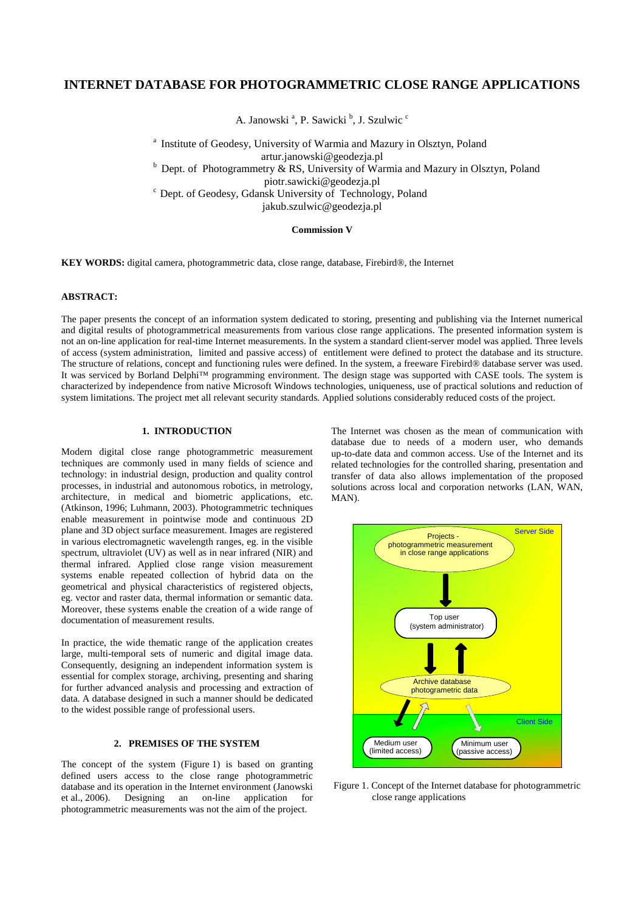# INTERNET DATABASE FOR PHOTOGRAMMETRIC CLOSE RANGE APPLICATIONS

A. Janowski [a], P. Sawicki [b], J. Szulwic [c]

[a] Institute of Geodesy, University of Warmia and Mazury in Olsztyn, Poland
artur.janowski@geodezja.pl
[b] Dept. of Photogrammetry & RS, University of Warmia and Mazury in Olsztyn, Poland
piotr.sawicki@geodezja.pl
[c] Dept. of Geodesy, Gdansk University of Technology, Poland
jakub.szulwic@geodezja.pl

**Commission V**

**KEY WORDS:** digital camera, photogrammetric data, close range, database, Firebird®, the Internet

## ABSTRACT:

The paper presents the concept of an information system dedicated to storing, presenting and publishing via the Internet numerical and digital results of photogrammetrical measurements from various close range applications. The presented information system is not an on-line application for real-time Internet measurements. In the system a standard client-server model was applied. Three levels of access (system administration, limited and passive access) of entitlement were defined to protect the database and its structure. The structure of relations, concept and functioning rules were defined. In the system, a freeware Firebird® database server was used. It was serviced by Borland Delphi™ programming environment. The design stage was supported with CASE tools. The system is characterized by independence from native Microsoft Windows technologies, uniqueness, use of practical solutions and reduction of system limitations. The project met all relevant security standards. Applied solutions considerably reduced costs of the project.

## 1. INTRODUCTION

Modern digital close range photogrammetric measurement techniques are commonly used in many fields of science and technology: in industrial design, production and quality control processes, in industrial and autonomous robotics, in metrology, architecture, in medical and biometric applications, etc. (Atkinson, 1996; Luhmann, 2003). Photogrammetric techniques enable measurement in pointwise mode and continuous 2D plane and 3D object surface measurement. Images are registered in various electromagnetic wavelength ranges, eg. in the visible spectrum, ultraviolet (UV) as well as in near infrared (NIR) and thermal infrared. Applied close range vision measurement systems enable repeated collection of hybrid data on the geometrical and physical characteristics of registered objects, eg. vector and raster data, thermal information or semantic data. Moreover, these systems enable the creation of a wide range of documentation of measurement results.

In practice, the wide thematic range of the application creates large, multi-temporal sets of numeric and digital image data. Consequently, designing an independent information system is essential for complex storage, archiving, presenting and sharing for further advanced analysis and processing and extraction of data. A database designed in such a manner should be dedicated to the widest possible range of professional users.

## 2. PREMISES OF THE SYSTEM

The concept of the system (Figure 1) is based on granting defined users access to the close range photogrammetric database and its operation in the Internet environment (Janowski et al., 2006). Designing an on-line application for photogrammetric measurements was not the aim of the project.

The Internet was chosen as the mean of communication with database due to needs of a modern user, who demands up-to-date data and common access. Use of the Internet and its related technologies for the controlled sharing, presentation and transfer of data also allows implementation of the proposed solutions across local and corporation networks (LAN, WAN, MAN).

Server Side

Projects - photogrammetric measurement in close range applications

Top user (system administrator)

Archive database photogrammetric data

Client Side

Medium user (limited access)

Minimum user (passive access)

Figure 1. Concept of the Internet database for photogrammetric close range applications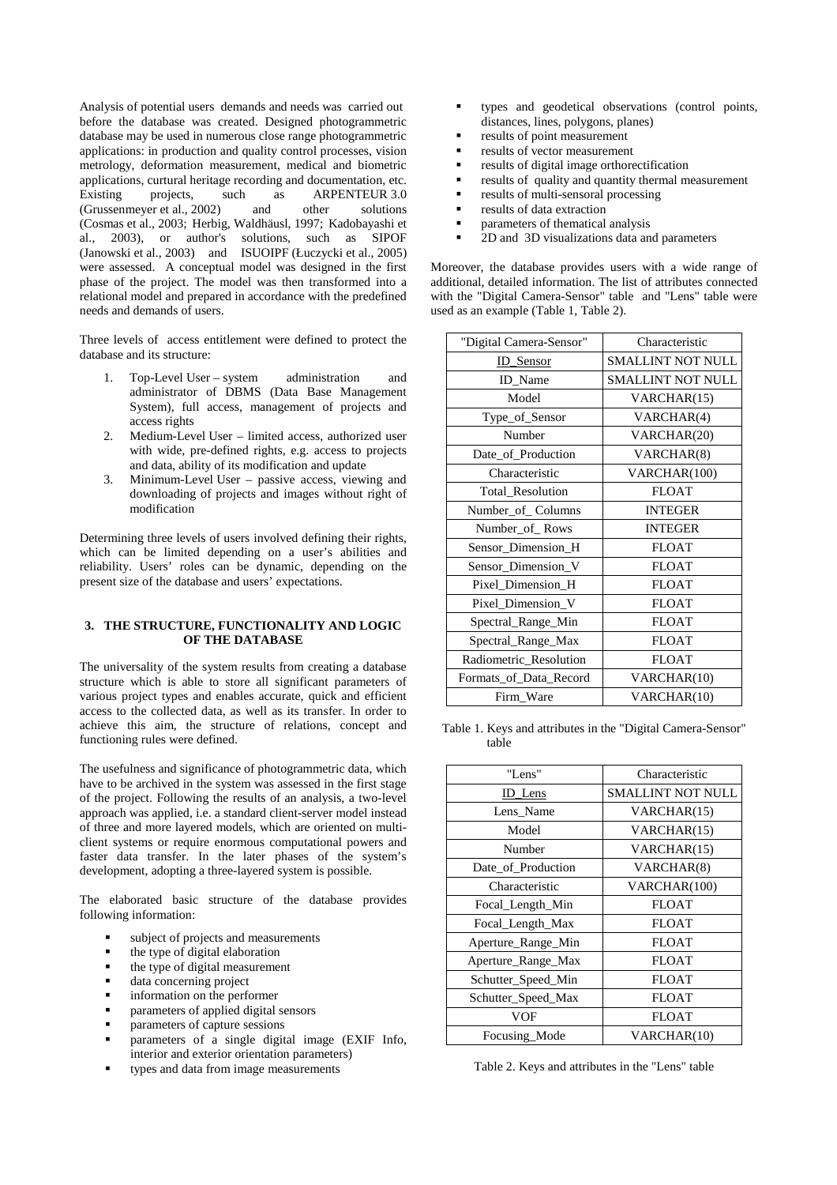Analysis of potential users demands and needs was carried out before the database was created. Designed photogrammetric database may be used in numerous close range photogrammetric applications: in production and quality control processes, vision metrology, deformation measurement, medical and biometric applications, curtural heritage recording and documentation, etc. Existing projects, such as ARPENTEUR 3.0 (Grussenmeyer et al., 2002) and other solutions (Cosmas et al., 2003; Herbig, Waldhäusl, 1997; Kadobayashi et al., 2003), or author's solutions, such as SIPOF (Janowski et al., 2003) and ISUOIPF (Łuczycki et al., 2005) were assessed. A conceptual model was designed in the first phase of the project. The model was then transformed into a relational model and prepared in accordance with the predefined needs and demands of users.

Three levels of access entitlement were defined to protect the database and its structure:

1. Top-Level User – system administration and administrator of DBMS (Data Base Management System), full access, management of projects and access rights
2. Medium-Level User – limited access, authorized user with wide, pre-defined rights, e.g. access to projects and data, ability of its modification and update
3. Minimum-Level User – passive access, viewing and downloading of projects and images without right of modification

Determining three levels of users involved defining their rights, which can be limited depending on a user's abilities and reliability. Users' roles can be dynamic, depending on the present size of the database and users' expectations.

## 3. THE STRUCTURE, FUNCTIONALITY AND LOGIC OF THE DATABASE

The universality of the system results from creating a database structure which is able to store all significant parameters of various project types and enables accurate, quick and efficient access to the collected data, as well as its transfer. In order to achieve this aim, the structure of relations, concept and functioning rules were defined.

The usefulness and significance of photogrammetric data, which have to be archived in the system was assessed in the first stage of the project. Following the results of an analysis, a two-level approach was applied, i.e. a standard client-server model instead of three and more layered models, which are oriented on multi-client systems or require enormous computational powers and faster data transfer. In the later phases of the system's development, adopting a three-layered system is possible.

The elaborated basic structure of the database provides following information:

- subject of projects and measurements
- the type of digital elaboration
- the type of digital measurement
- data concerning project
- information on the performer
- parameters of applied digital sensors
- parameters of capture sessions
- parameters of a single digital image (EXIF Info, interior and exterior orientation parameters)
- types and data from image measurements
- types and geodetical observations (control points, distances, lines, polygons, planes)
- results of point measurement
- results of vector measurement
- results of digital image orthorectification
- results of quality and quantity thermal measurement
- results of multi-sensoral processing
- results of data extraction
- parameters of thematical analysis
- 2D and 3D visualizations data and parameters

Moreover, the database provides users with a wide range of additional, detailed information. The list of attributes connected with the "Digital Camera-Sensor" table and "Lens" table were used as an example (Table 1, Table 2).

| "Digital Camera-Sensor" | Characteristic |
|---|---|
| ID_Sensor | SMALLINT NOT NULL |
| ID_Name | SMALLINT NOT NULL |
| Model | VARCHAR(15) |
| Type_of_Sensor | VARCHAR(4) |
| Number | VARCHAR(20) |
| Date_of_Production | VARCHAR(8) |
| Characteristic | VARCHAR(100) |
| Total_Resolution | FLOAT |
| Number_of_ Columns | INTEGER |
| Number_of_ Rows | INTEGER |
| Sensor_Dimension_H | FLOAT |
| Sensor_Dimension_V | FLOAT |
| Pixel_Dimension_H | FLOAT |
| Pixel_Dimension_V | FLOAT |
| Spectral_Range_Min | FLOAT |
| Spectral_Range_Max | FLOAT |
| Radiometric_Resolution | FLOAT |
| Formats_of_Data_Record | VARCHAR(10) |
| Firm_Ware | VARCHAR(10) |

Table 1. Keys and attributes in the "Digital Camera-Sensor" table

| "Lens" | Characteristic |
|---|---|
| ID_Lens | SMALLINT NOT NULL |
| Lens_Name | VARCHAR(15) |
| Model | VARCHAR(15) |
| Number | VARCHAR(15) |
| Date_of_Production | VARCHAR(8) |
| Characteristic | VARCHAR(100) |
| Focal_Length_Min | FLOAT |
| Focal_Length_Max | FLOAT |
| Aperture_Range_Min | FLOAT |
| Aperture_Range_Max | FLOAT |
| Schutter_Speed_Min | FLOAT |
| Schutter_Speed_Max | FLOAT |
| VOF | FLOAT |
| Focusing_Mode | VARCHAR(10) |

Table 2. Keys and attributes in the "Lens" table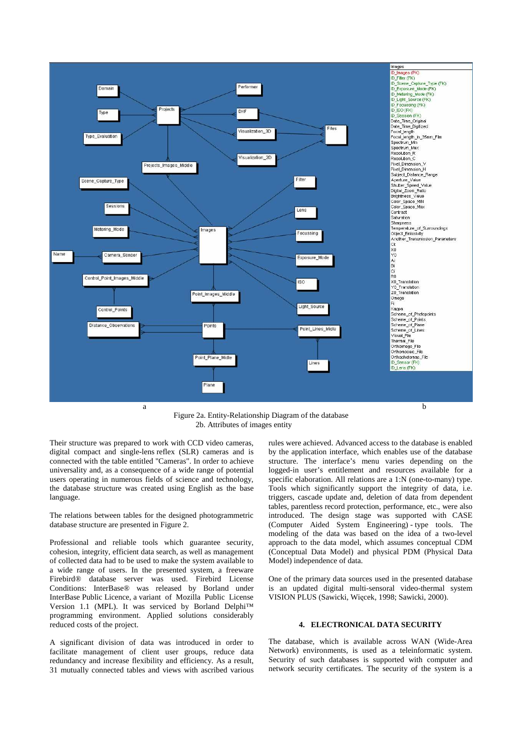Figure 2a. Entity-Relationship Diagram of the database
2b. Attributes of images entity

Their structure was prepared to work with CCD video cameras, digital compact and single-lens reflex (SLR) cameras and is connected with the table entitled "Cameras". In order to achieve universality and, as a consequence of a wide range of potential users operating in numerous fields of science and technology, the database structure was created using English as the base language.

The relations between tables for the designed photogrammetric database structure are presented in Figure 2.

Professional and reliable tools which guarantee security, cohesion, integrity, efficient data search, as well as management of collected data had to be used to make the system available to a wide range of users. In the presented system, a freeware Firebird® database server was used. Firebird License Conditions: InterBase® was released by Borland under InterBase Public Licence, a variant of Mozilla Public License Version 1.1 (MPL). It was serviced by Borland Delphi™ programming environment. Applied solutions considerably reduced costs of the project.

A significant division of data was introduced in order to facilitate management of client user groups, reduce data redundancy and increase flexibility and efficiency. As a result, 31 mutually connected tables and views with ascribed various rules were achieved. Advanced access to the database is enabled by the application interface, which enables use of the database structure. The interface's menu varies depending on the logged-in user's entitlement and resources available for a specific elaboration. All relations are a 1:N (one-to-many) type. Tools which significantly support the integrity of data, i.e. triggers, cascade update and, deletion of data from dependent tables, parentless record protection, performance, etc., were also introduced. The design stage was supported with CASE (Computer Aided System Engineering) - type tools. The modeling of the data was based on the idea of a two-level approach to the data model, which assumes conceptual CDM (Conceptual Data Model) and physical PDM (Physical Data Model) independence of data.

One of the primary data sources used in the presented database is an updated digital multi-sensoral video-thermal system VISION PLUS (Sawicki, Więcek, 1998; Sawicki, 2000).

## 4. ELECTRONICAL DATA SECURITY

The database, which is available across WAN (Wide-Area Network) environments, is used as a teleinformatic system. Security of such databases is supported with computer and network security certificates. The security of the system is a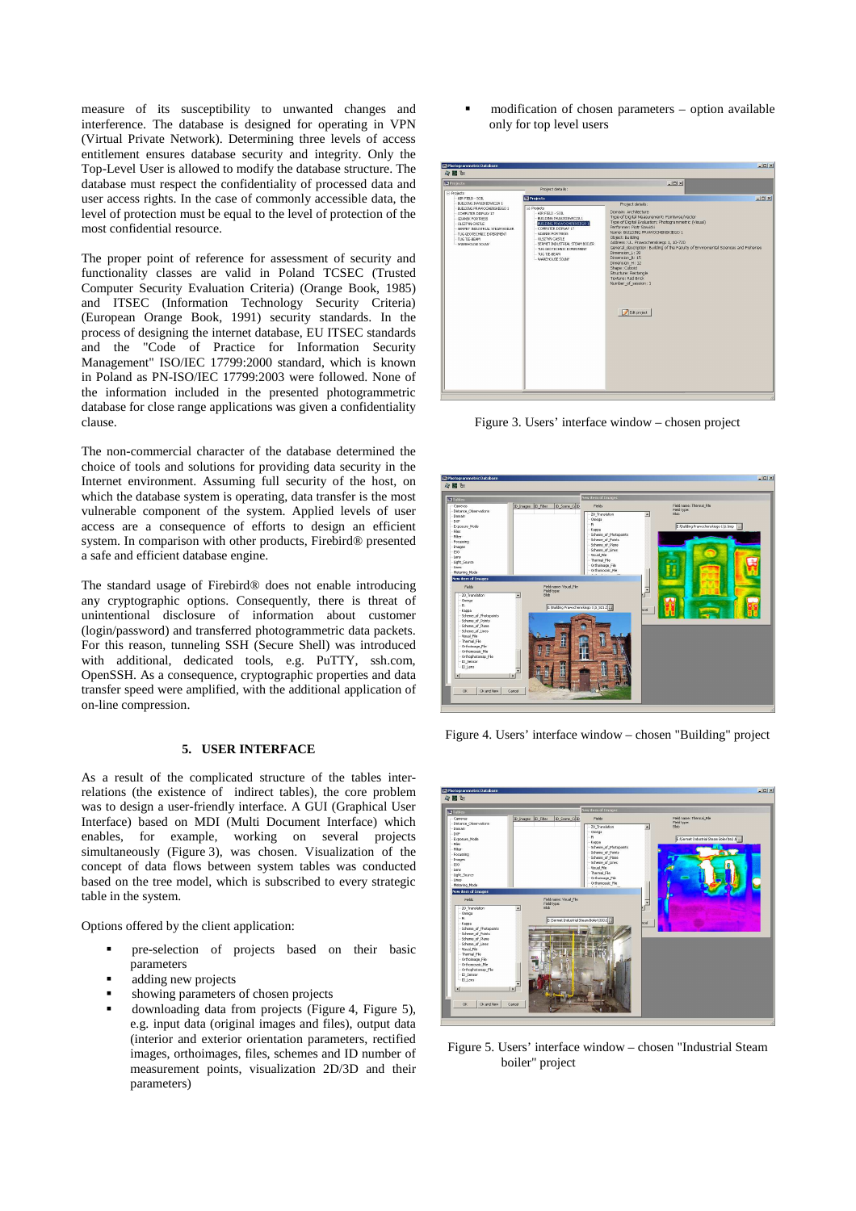measure of its susceptibility to unwanted changes and interference. The database is designed for operating in VPN (Virtual Private Network). Determining three levels of access entitlement ensures database security and integrity. Only the Top-Level User is allowed to modify the database structure. The database must respect the confidentiality of processed data and user access rights. In the case of commonly accessible data, the level of protection must be equal to the level of protection of the most confidential resource.

The proper point of reference for assessment of security and functionality classes are valid in Poland TCSEC (Trusted Computer Security Evaluation Criteria) (Orange Book, 1985) and ITSEC (Information Technology Security Criteria) (European Orange Book, 1991) security standards. In the process of designing the internet database, EU ITSEC standards and the "Code of Practice for Information Security Management" ISO/IEC 17799:2000 standard, which is known in Poland as PN-ISO/IEC 17799:2003 were followed. None of the information included in the presented photogrammetric database for close range applications was given a confidentiality clause.

The non-commercial character of the database determined the choice of tools and solutions for providing data security in the Internet environment. Assuming full security of the host, on which the database system is operating, data transfer is the most vulnerable component of the system. Applied levels of user access are a consequence of efforts to design an efficient system. In comparison with other products, Firebird® presented a safe and efficient database engine.

The standard usage of Firebird® does not enable introducing any cryptographic options. Consequently, there is threat of unintentional disclosure of information about customer (login/password) and transferred photogrammetric data packets. For this reason, tunneling SSH (Secure Shell) was introduced with additional, dedicated tools, e.g. PuTTY, ssh.com, OpenSSH. As a consequence, cryptographic properties and data transfer speed were amplified, with the additional application of on-line compression.

## 5. USER INTERFACE

As a result of the complicated structure of the tables inter-relations (the existence of indirect tables), the core problem was to design a user-friendly interface. A GUI (Graphical User Interface) based on MDI (Multi Document Interface) which enables, for example, working on several projects simultaneously (Figure 3), was chosen. Visualization of the concept of data flows between system tables was conducted based on the tree model, which is subscribed to every strategic table in the system.

Options offered by the client application:

- pre-selection of projects based on their basic parameters
- adding new projects
- showing parameters of chosen projects
- downloading data from projects (Figure 4, Figure 5), e.g. input data (original images and files), output data (interior and exterior orientation parameters, rectified images, orthoimages, files, schemes and ID number of measurement points, visualization 2D/3D and their parameters)
- modification of chosen parameters – option available only for top level users

Figure 3. Users' interface window – chosen project

Figure 4. Users' interface window – chosen "Building" project

Figure 5. Users' interface window – chosen "Industrial Steam boiler" project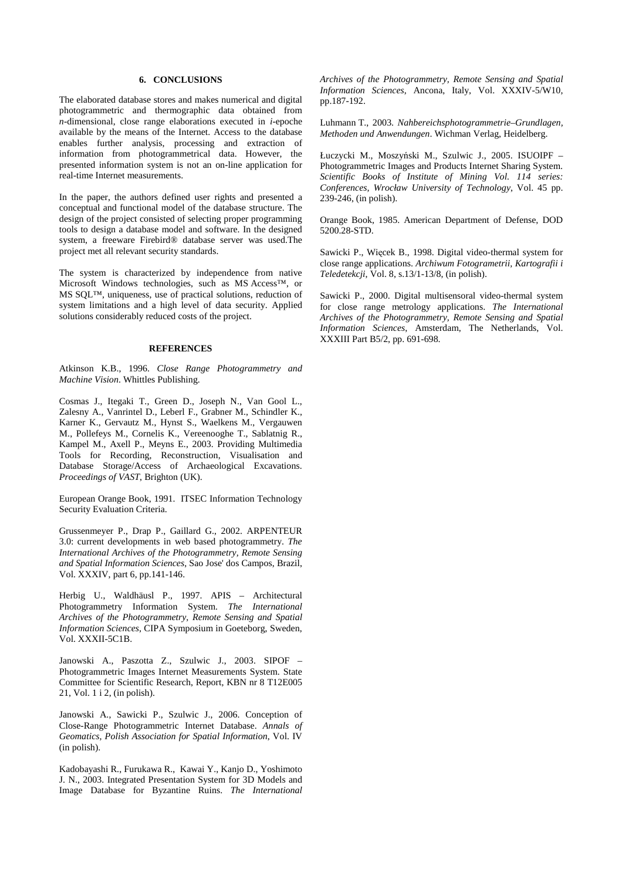## 6. CONCLUSIONS

The elaborated database stores and makes numerical and digital photogrammetric and thermographic data obtained from *n*-dimensional, close range elaborations executed in *i*-epoche available by the means of the Internet. Access to the database enables further analysis, processing and extraction of information from photogrammetrical data. However, the presented information system is not an on-line application for real-time Internet measurements.

In the paper, the authors defined user rights and presented a conceptual and functional model of the database structure. The design of the project consisted of selecting proper programming tools to design a database model and software. In the designed system, a freeware Firebird® database server was used.The project met all relevant security standards.

The system is characterized by independence from native Microsoft Windows technologies, such as MS Access™, or MS SQL™, uniqueness, use of practical solutions, reduction of system limitations and a high level of data security. Applied solutions considerably reduced costs of the project.

## REFERENCES

Atkinson K.B., 1996. *Close Range Photogrammetry and Machine Vision*. Whittles Publishing.

Cosmas J., Itegaki T., Green D., Joseph N., Van Gool L., Zalesny A., Vanrintel D., Leberl F., Grabner M., Schindler K., Karner K., Gervautz M., Hynst S., Waelkens M., Vergauwen M., Pollefeys M., Cornelis K., Vereenooghe T., Sablatnig R., Kampel M., Axell P., Meyns E., 2003. Providing Multimedia Tools for Recording, Reconstruction, Visualisation and Database Storage/Access of Archaeological Excavations. *Proceedings of VAST*, Brighton (UK).

European Orange Book, 1991. ITSEC Information Technology Security Evaluation Criteria.

Grussenmeyer P., Drap P., Gaillard G., 2002. ARPENTEUR 3.0: current developments in web based photogrammetry. *The International Archives of the Photogrammetry, Remote Sensing and Spatial Information Sciences*, Sao Jose' dos Campos, Brazil, Vol. XXXIV, part 6, pp.141-146.

Herbig U., Waldhäusl P., 1997. APIS – Architectural Photogrammetry Information System. *The International Archives of the Photogrammetry, Remote Sensing and Spatial Information Sciences*, CIPA Symposium in Goeteborg, Sweden, Vol. XXXII-5C1B.

Janowski A., Paszotta Z., Szulwic J., 2003. SIPOF – Photogrammetric Images Internet Measurements System. State Committee for Scientific Research, Report, KBN nr 8 T12E005 21, Vol. 1 i 2, (in polish).

Janowski A., Sawicki P., Szulwic J., 2006. Conception of Close-Range Photogrammetric Internet Database. *Annals of Geomatics, Polish Association for Spatial Information*, Vol. IV (in polish).

Kadobayashi R., Furukawa R., Kawai Y., Kanjo D., Yoshimoto J. N., 2003. Integrated Presentation System for 3D Models and Image Database for Byzantine Ruins. *The International Archives of the Photogrammetry, Remote Sensing and Spatial Information Sciences*, Ancona, Italy, Vol. XXXIV-5/W10, pp.187-192.

Luhmann T., 2003. *Nahbereichsphotogrammetrie–Grundlagen, Methoden und Anwendungen*. Wichman Verlag, Heidelberg.

Łuczycki M., Moszyński M., Szulwic J., 2005. ISUOIPF – Photogrammetric Images and Products Internet Sharing System. *Scientific Books of Institute of Mining Vol. 114 series: Conferences, Wrocław University of Technology*, Vol. 45 pp. 239-246, (in polish).

Orange Book, 1985. American Department of Defense, DOD 5200.28-STD.

Sawicki P., Więcek B., 1998. Digital video-thermal system for close range applications. *Archiwum Fotogrametrii, Kartografii i Teledetekcji*, Vol. 8, s.13/1-13/8, (in polish).

Sawicki P., 2000. Digital multisensoral video-thermal system for close range metrology applications. *The International Archives of the Photogrammetry, Remote Sensing and Spatial Information Sciences*, Amsterdam, The Netherlands, Vol. XXXIII Part B5/2, pp. 691-698.